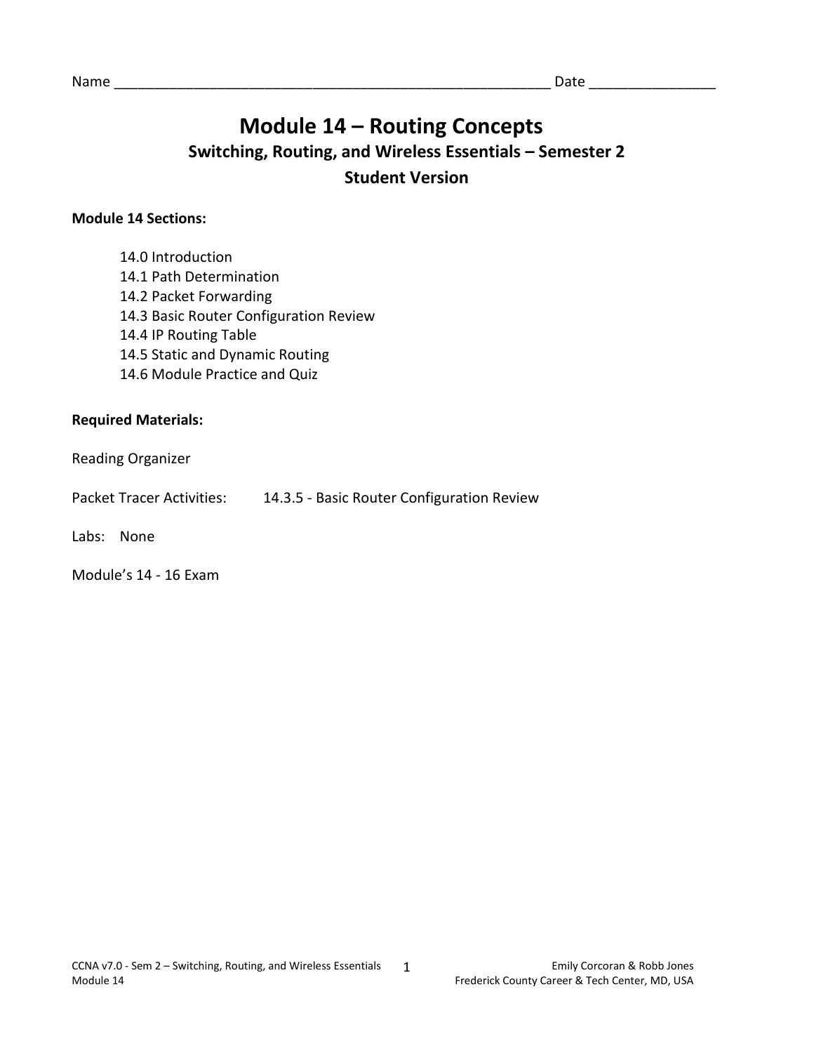Name ________________________________________________________ Date _______________

# Module 14 – Routing Concepts

## Switching, Routing, and Wireless Essentials – Semester 2

## Student Version

**Module 14 Sections:**

- 14.0 Introduction
- 14.1 Path Determination
- 14.2 Packet Forwarding
- 14.3 Basic Router Configuration Review
- 14.4 IP Routing Table
- 14.5 Static and Dynamic Routing
- 14.6 Module Practice and Quiz

**Required Materials:**

Reading Organizer

Packet Tracer Activities: 14.3.5 - Basic Router Configuration Review

Labs: None

Module's 14 - 16 Exam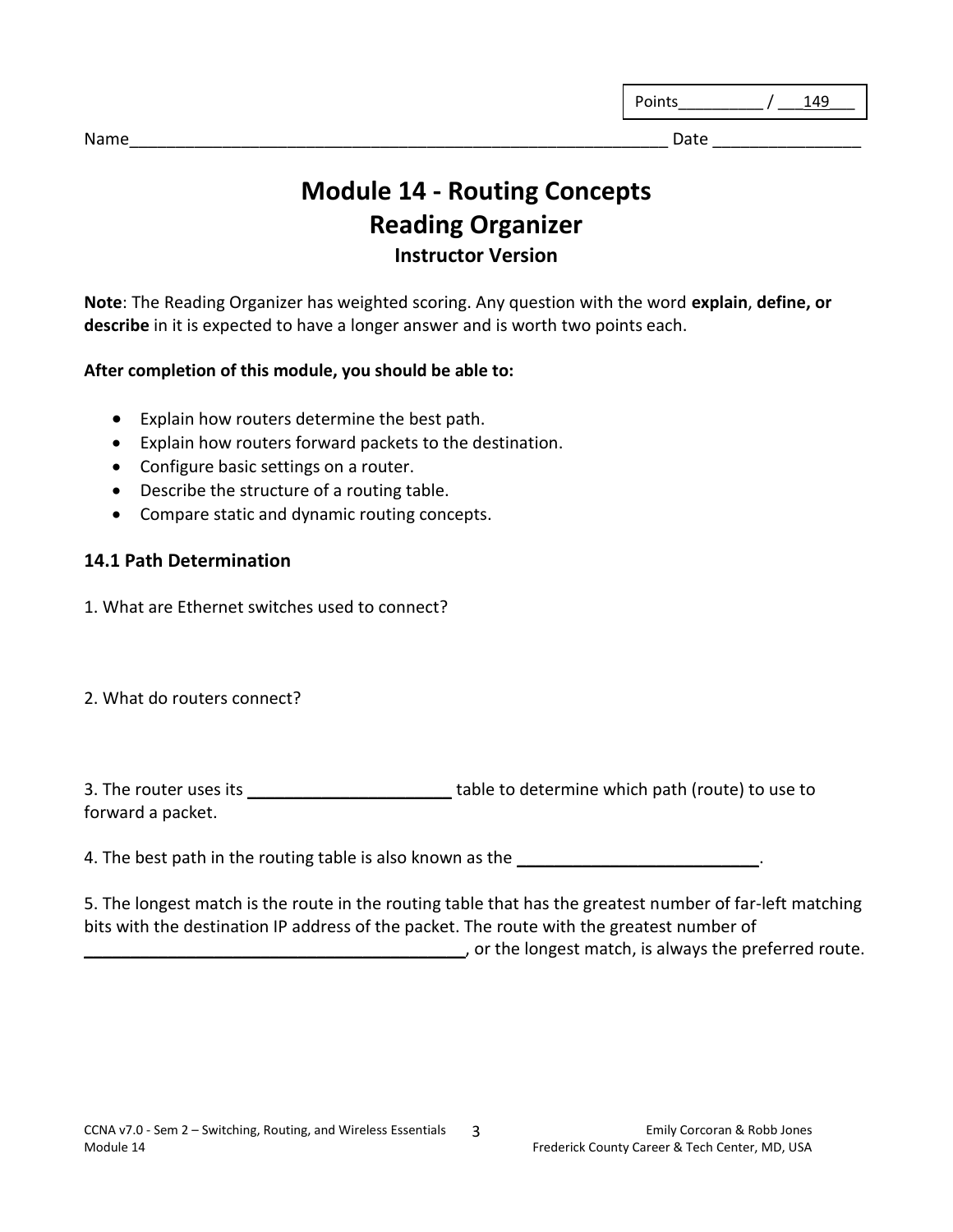Points__________ / ___149___

Name____________________________________________________________ Date ________________

# Module 14 - Routing Concepts
# Reading Organizer
### Instructor Version

**Note**: The Reading Organizer has weighted scoring. Any question with the word **explain**, **define, or describe** in it is expected to have a longer answer and is worth two points each.

**After completion of this module, you should be able to:**

- Explain how routers determine the best path.
- Explain how routers forward packets to the destination.
- Configure basic settings on a router.
- Describe the structure of a routing table.
- Compare static and dynamic routing concepts.

### 14.1 Path Determination

1. What are Ethernet switches used to connect?

2. What do routers connect?

3. The router uses its ______________________ table to determine which path (route) to use to forward a packet.

4. The best path in the routing table is also known as the __________________________.

5. The longest match is the route in the routing table that has the greatest number of far-left matching bits with the destination IP address of the packet. The route with the greatest number of ___________________________________________, or the longest match, is always the preferred route.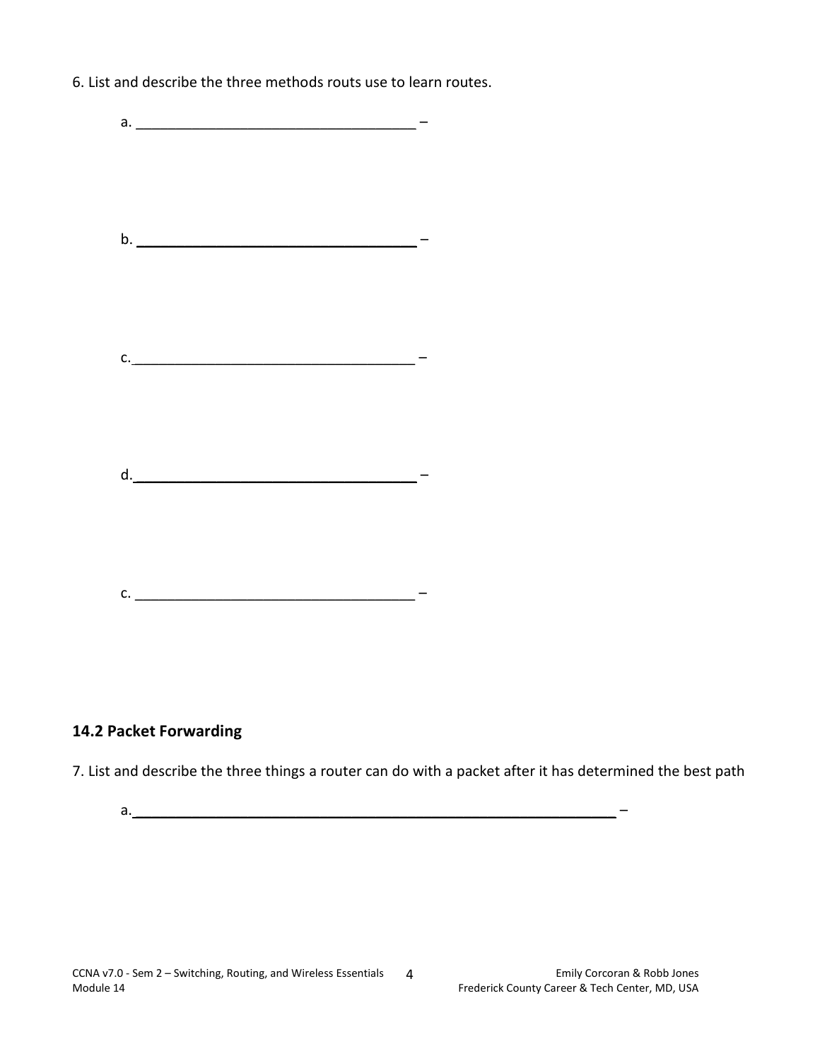6. List and describe the three methods routs use to learn routes.

a. ___________________________________ –

b. ___________________________________ –

c.___________________________________ –

d.___________________________________ –

c. ___________________________________ –

## 14.2 Packet Forwarding

7. List and describe the three things a router can do with a packet after it has determined the best path

a.____________________________________________________________ –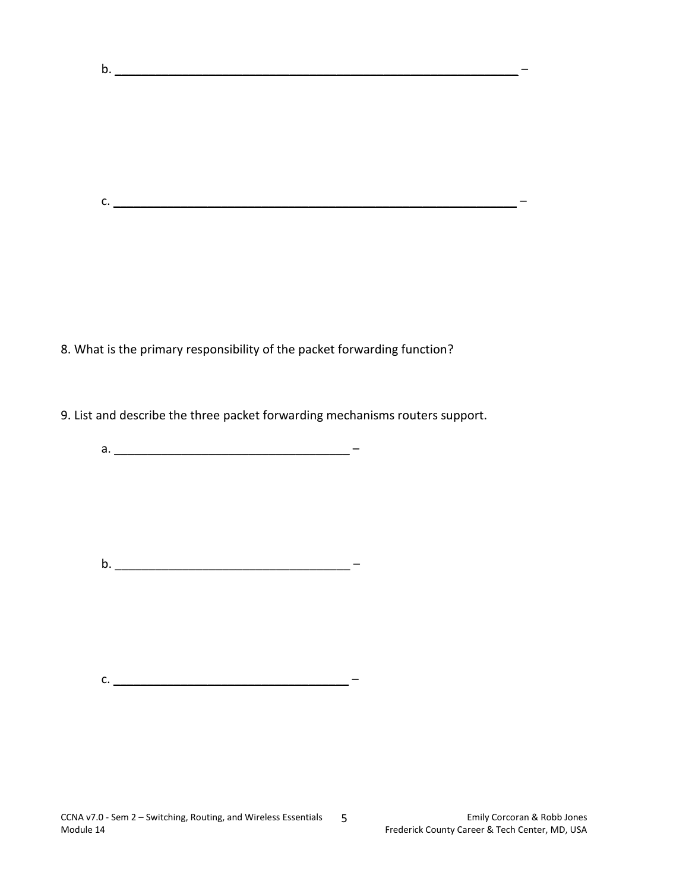b. ________________________________________________________ –

c. ________________________________________________________ –

8. What is the primary responsibility of the packet forwarding function?

9. List and describe the three packet forwarding mechanisms routers support.

a. _________________________________ –

b. _________________________________ –

c. _________________________________ –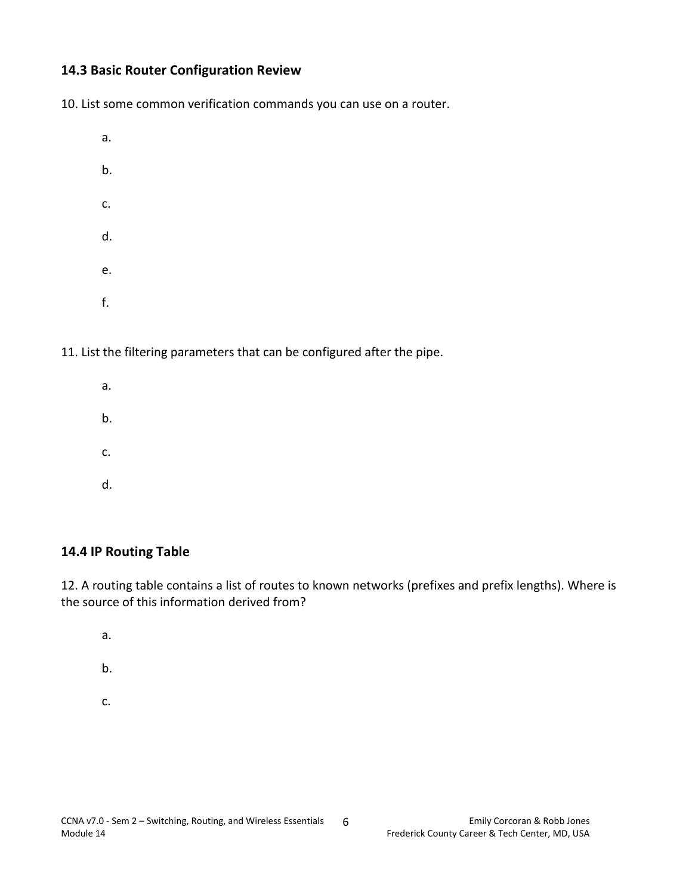## 14.3 Basic Router Configuration Review

10. List some common verification commands you can use on a router.

a.

b.

c.

d.

e.

f.

11. List the filtering parameters that can be configured after the pipe.

a.

b.

c.

d.

## 14.4 IP Routing Table

12. A routing table contains a list of routes to known networks (prefixes and prefix lengths). Where is the source of this information derived from?

a.

b.

c.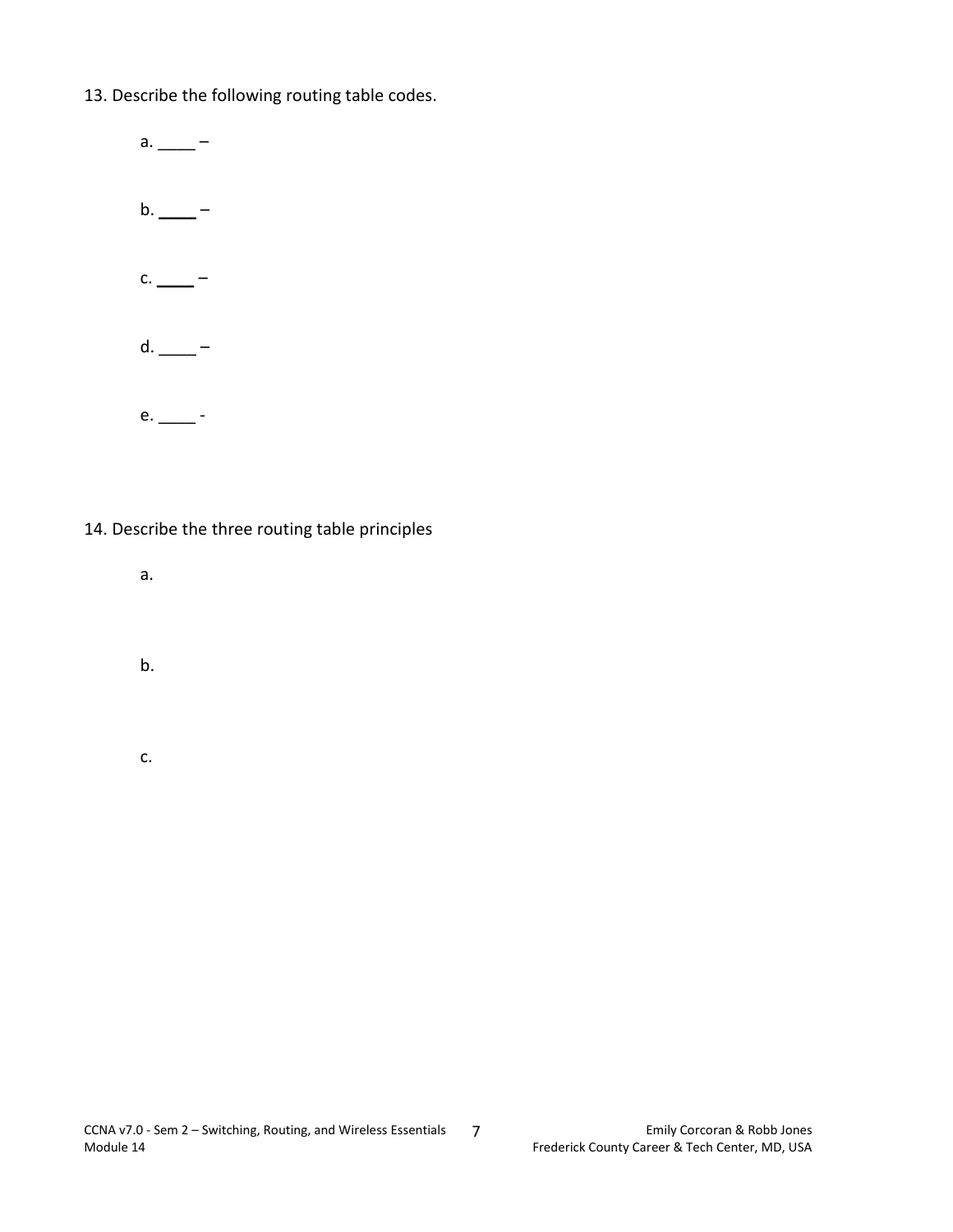13. Describe the following routing table codes.

a. ____ –

b. ____ –

c. ____ –

d. ____ –

e. ____ -

14. Describe the three routing table principles

a.

b.

c.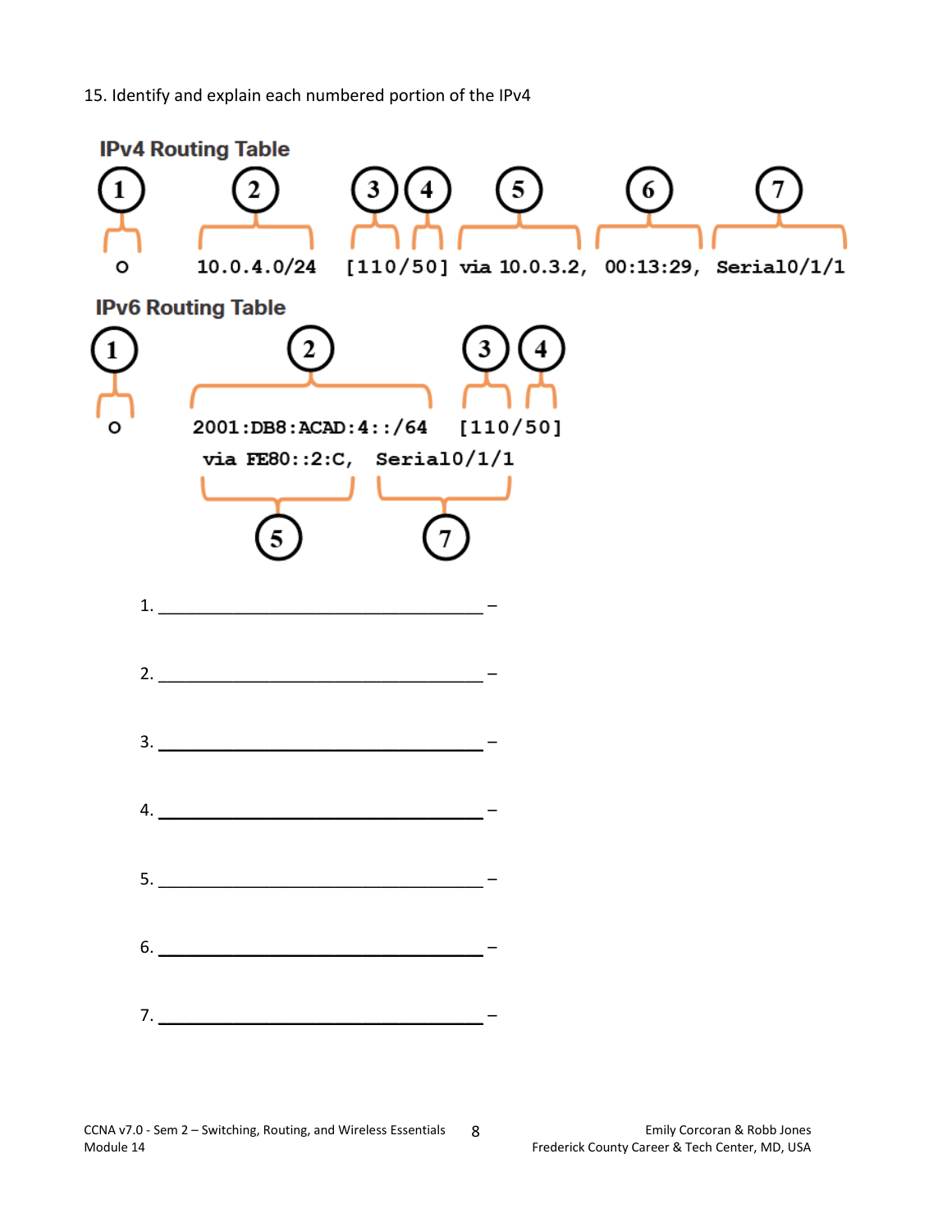15. Identify and explain each numbered portion of the IPv4

**IPv4 Routing Table**

```
 (1)      (2)         (3) (4)      (5)            (6)           (7)
  O   10.0.4.0/24   [110/50]  via 10.0.3.2,   00:13:29,   Serial0/1/1
```

**IPv6 Routing Table**

```
 (1)          (2)              (3) (4)
  O   2001:DB8:ACAD:4::/64   [110/50]
       via FE80::2:C,   Serial0/1/1
            (5)             (7)
```

1. ___________________________________ –

2. ___________________________________ –

3. ___________________________________ –

4. ___________________________________ –

5. ___________________________________ –

6. ___________________________________ –

7. ___________________________________ –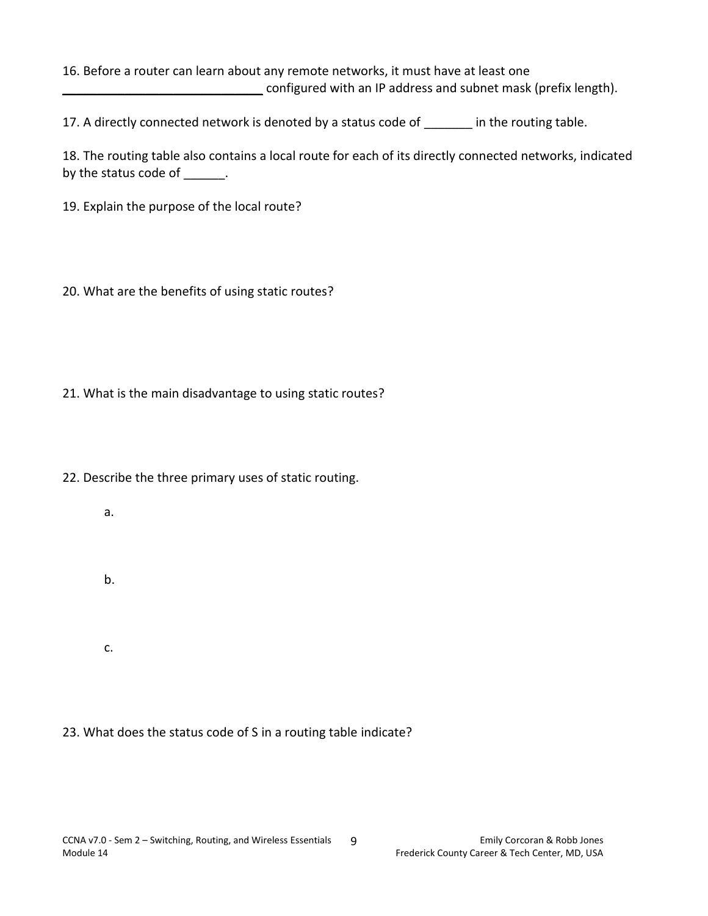16. Before a router can learn about any remote networks, it must have at least one _____________________________ configured with an IP address and subnet mask (prefix length).

17. A directly connected network is denoted by a status code of _______ in the routing table.

18. The routing table also contains a local route for each of its directly connected networks, indicated by the status code of ______.

19. Explain the purpose of the local route?

20. What are the benefits of using static routes?

21. What is the main disadvantage to using static routes?

22. Describe the three primary uses of static routing.

a.

b.

c.

23. What does the status code of S in a routing table indicate?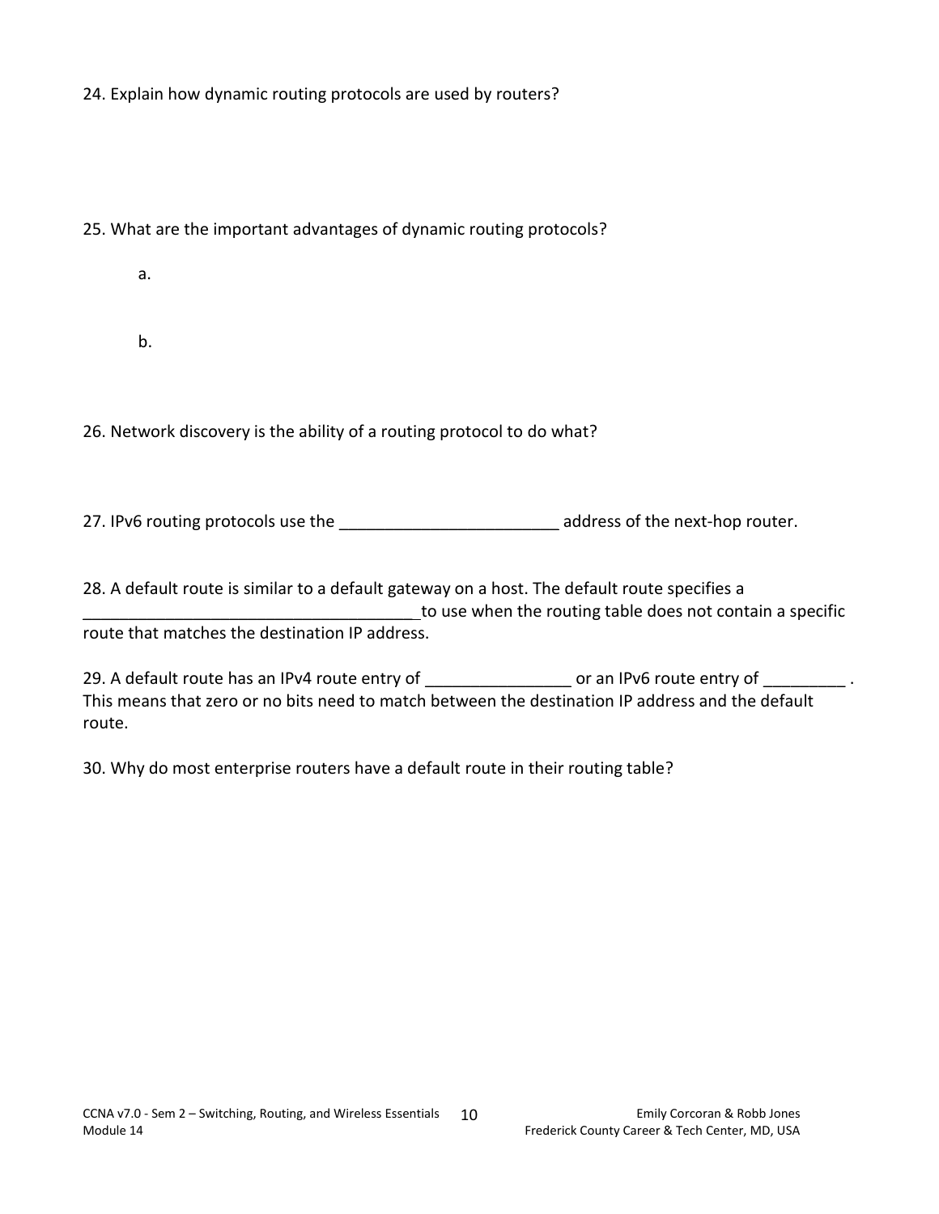24. Explain how dynamic routing protocols are used by routers?

25. What are the important advantages of dynamic routing protocols?

a.

b.

26. Network discovery is the ability of a routing protocol to do what?

27. IPv6 routing protocols use the ________________________ address of the next-hop router.

28. A default route is similar to a default gateway on a host. The default route specifies a ____________________________________ to use when the routing table does not contain a specific route that matches the destination IP address.

29. A default route has an IPv4 route entry of ________________ or an IPv6 route entry of _________ . This means that zero or no bits need to match between the destination IP address and the default route.

30. Why do most enterprise routers have a default route in their routing table?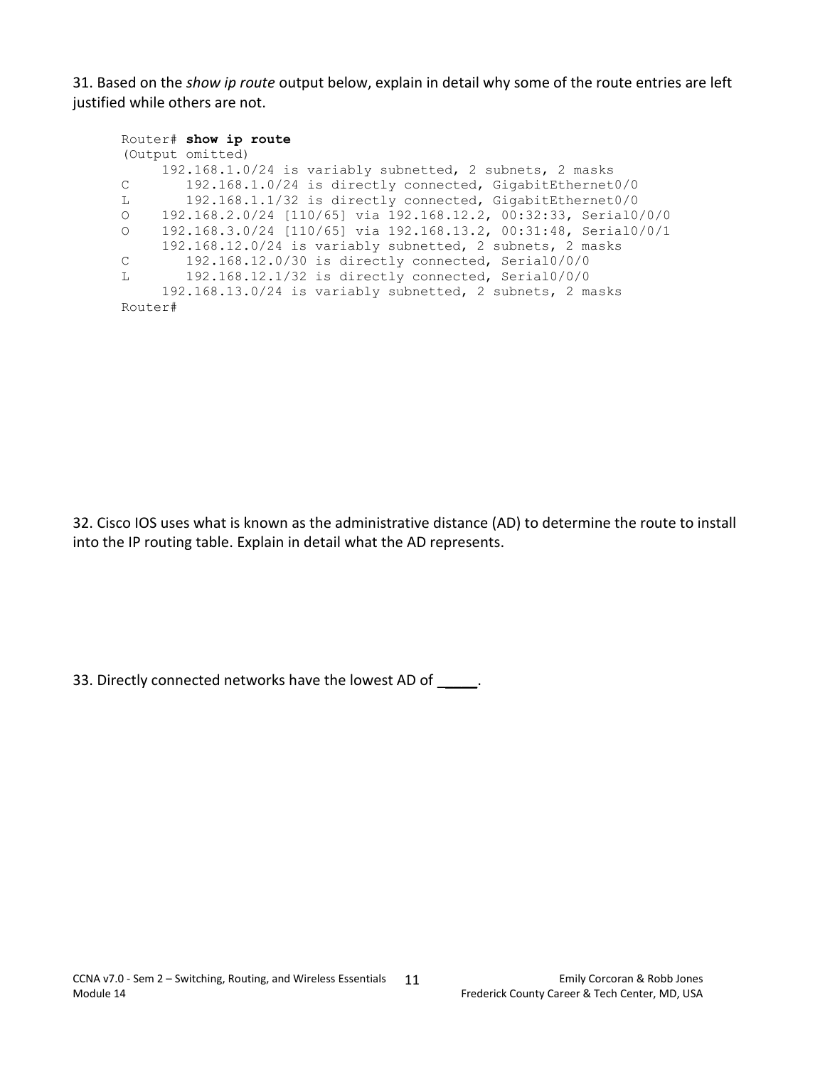31. Based on the *show ip route* output below, explain in detail why some of the route entries are left justified while others are not.

```
Router# show ip route
(Output omitted)
     192.168.1.0/24 is variably subnetted, 2 subnets, 2 masks
C       192.168.1.0/24 is directly connected, GigabitEthernet0/0
L       192.168.1.1/32 is directly connected, GigabitEthernet0/0
O    192.168.2.0/24 [110/65] via 192.168.12.2, 00:32:33, Serial0/0/0
O    192.168.3.0/24 [110/65] via 192.168.13.2, 00:31:48, Serial0/0/1
     192.168.12.0/24 is variably subnetted, 2 subnets, 2 masks
C       192.168.12.0/30 is directly connected, Serial0/0/0
L       192.168.12.1/32 is directly connected, Serial0/0/0
     192.168.13.0/24 is variably subnetted, 2 subnets, 2 masks
Router#
```

32. Cisco IOS uses what is known as the administrative distance (AD) to determine the route to install into the IP routing table. Explain in detail what the AD represents.

33. Directly connected networks have the lowest AD of _____.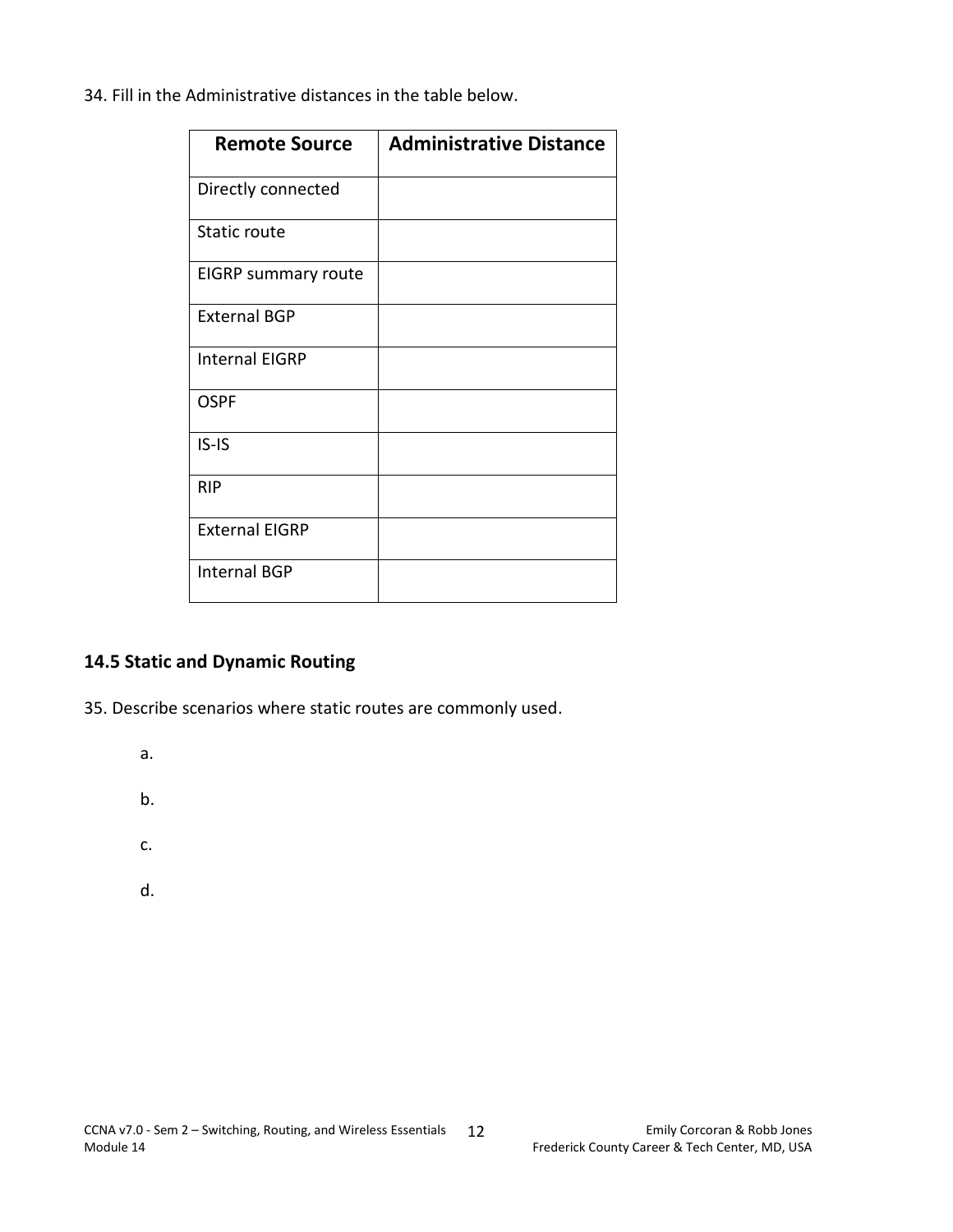34. Fill in the Administrative distances in the table below.

| Remote Source | Administrative Distance |
|---|---|
| Directly connected | |
| Static route | |
| EIGRP summary route | |
| External BGP | |
| Internal EIGRP | |
| OSPF | |
| IS-IS | |
| RIP | |
| External EIGRP | |
| Internal BGP | |

## 14.5 Static and Dynamic Routing

35. Describe scenarios where static routes are commonly used.

a.

b.

c.

d.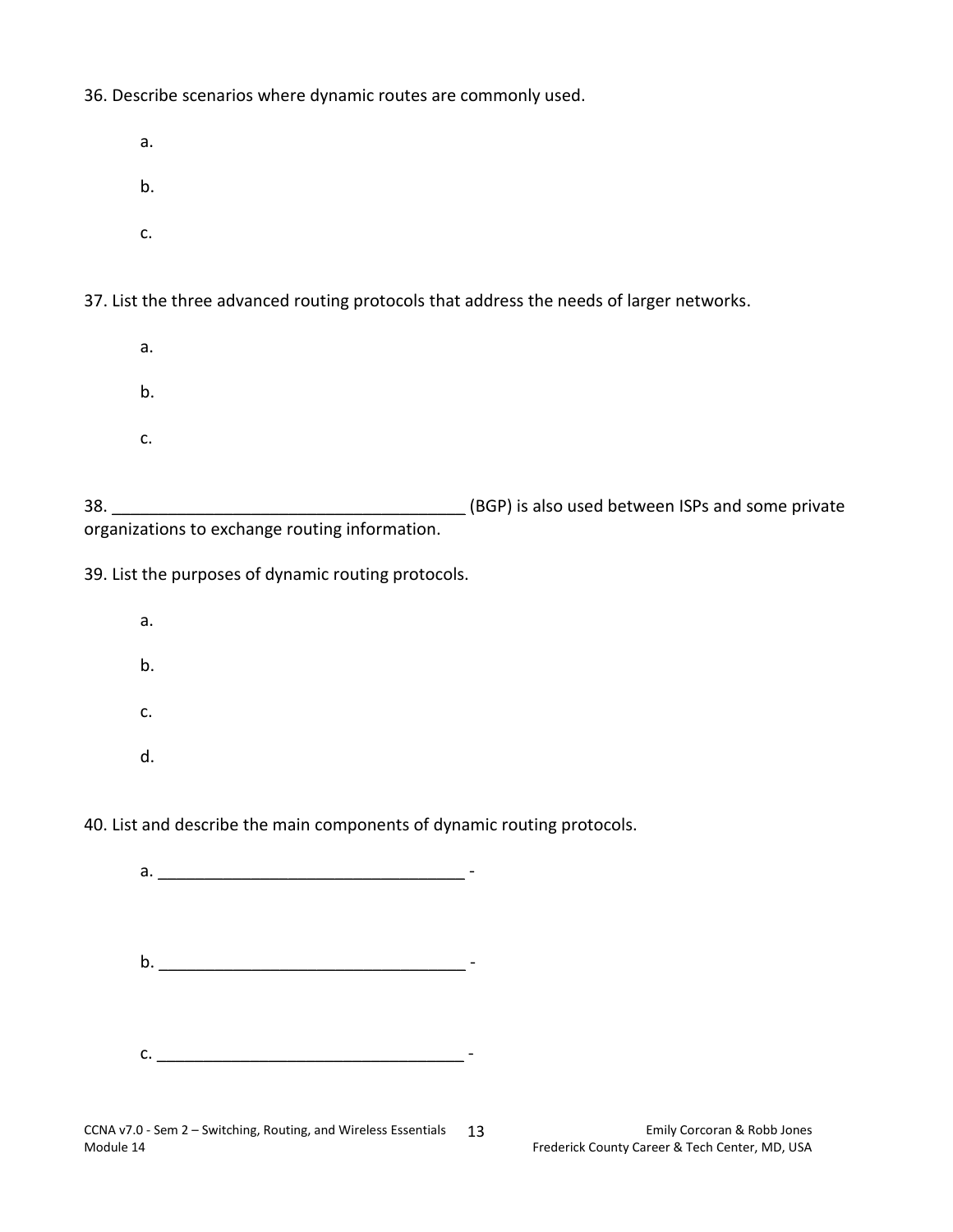36. Describe scenarios where dynamic routes are commonly used.

   a.

   b.

   c.

37. List the three advanced routing protocols that address the needs of larger networks.

   a.

   b.

   c.

38. ______________________________________ (BGP) is also used between ISPs and some private organizations to exchange routing information.

39. List the purposes of dynamic routing protocols.

   a.

   b.

   c.

   d.

40. List and describe the main components of dynamic routing protocols.

   a. _________________________________ -

   b. _________________________________ -

   c. _________________________________ -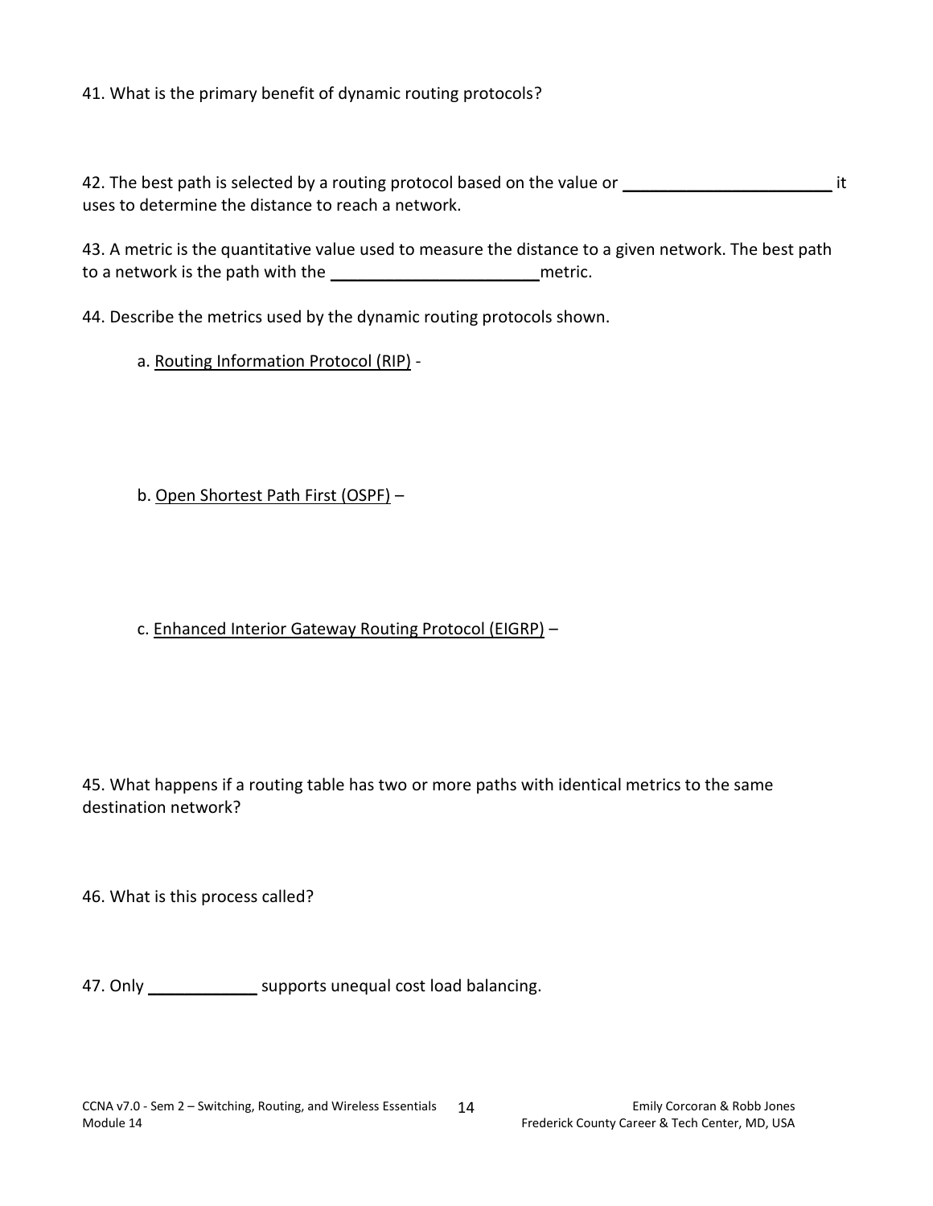41. What is the primary benefit of dynamic routing protocols?

42. The best path is selected by a routing protocol based on the value or ______________________ it uses to determine the distance to reach a network.

43. A metric is the quantitative value used to measure the distance to a given network. The best path to a network is the path with the ______________________ metric.

44. Describe the metrics used by the dynamic routing protocols shown.

a. <u>Routing Information Protocol (RIP)</u> -

b. <u>Open Shortest Path First (OSPF)</u> –

c. <u>Enhanced Interior Gateway Routing Protocol (EIGRP)</u> –

45. What happens if a routing table has two or more paths with identical metrics to the same destination network?

46. What is this process called?

47. Only ____________ supports unequal cost load balancing.